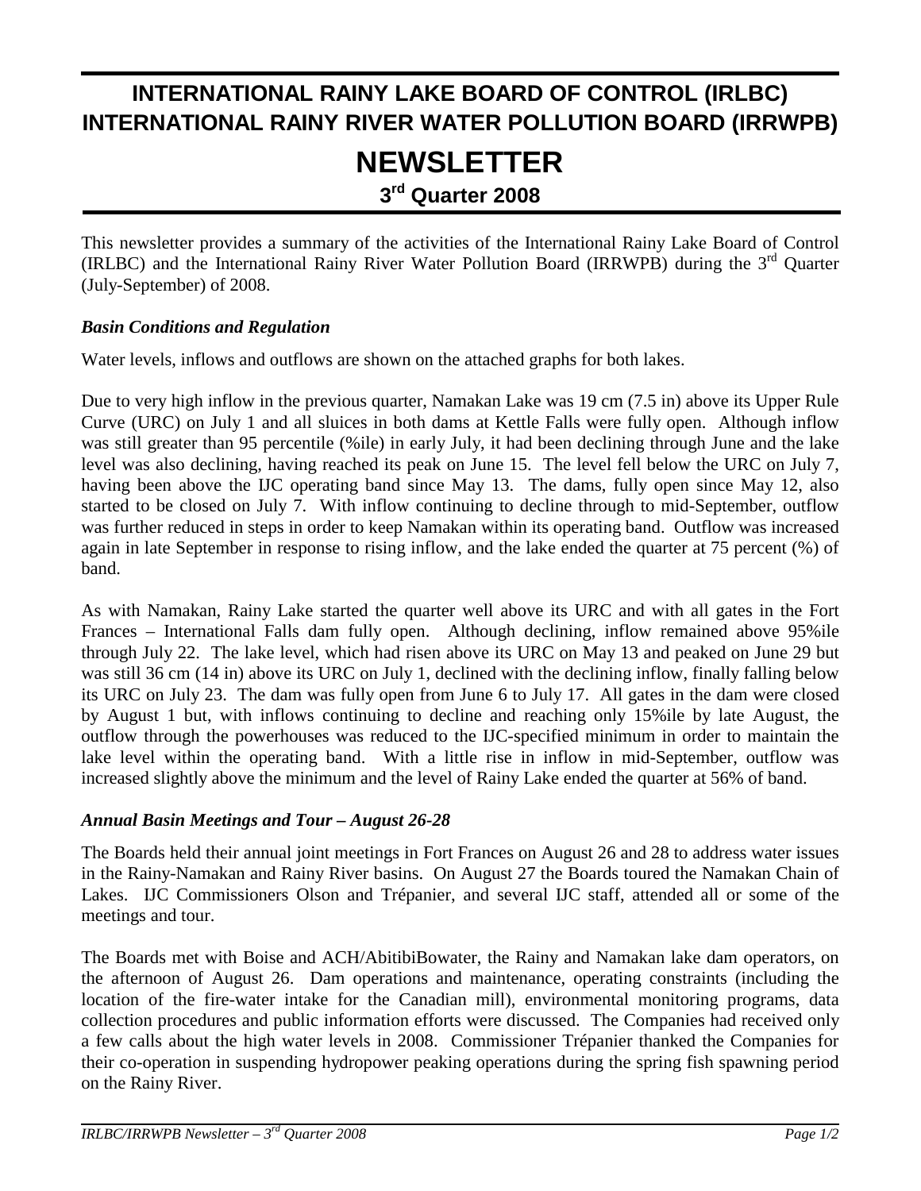# INTERNATIONAL RAINY LAKE BOARD OF CONTROL (IRLBC) INTERNATIONAL RAINY RIVER WATER POLLUTION BOARD (IRRWPB)

# NEWSLETTER

## 3rd Quarter 2008

This newsletter provides a summary of the activities of the International Rainy Lake Board of Control (IRLBC) and the International Rainy River Water Pollution Board (IRRWPB) during the 3rd Quarter (July-September) of 2008.

### *Basin Conditions and Regulation*

Water levels, inflows and outflows are shown on the attached graphs for both lakes.

Due to very high inflow in the previous quarter, Namakan Lake was 19 cm (7.5 in) above its Upper Rule Curve (URC) on July 1 and all sluices in both dams at Kettle Falls were fully open. Although inflow was still greater than 95 percentile (%ile) in early July, it had been declining through June and the lake level was also declining, having reached its peak on June 15. The level fell below the URC on July 7, having been above the IJC operating band since May 13. The dams, fully open since May 12, also started to be closed on July 7. With inflow continuing to decline through to mid-September, outflow was further reduced in steps in order to keep Namakan within its operating band. Outflow was increased again in late September in response to rising inflow, and the lake ended the quarter at 75 percent (%) of band.

As with Namakan, Rainy Lake started the quarter well above its URC and with all gates in the Fort Frances – International Falls dam fully open. Although declining, inflow remained above 95%ile through July 22. The lake level, which had risen above its URC on May 13 and peaked on June 29 but was still 36 cm (14 in) above its URC on July 1, declined with the declining inflow, finally falling below its URC on July 23. The dam was fully open from June 6 to July 17. All gates in the dam were closed by August 1 but, with inflows continuing to decline and reaching only 15%ile by late August, the outflow through the powerhouses was reduced to the IJC-specified minimum in order to maintain the lake level within the operating band. With a little rise in inflow in mid-September, outflow was increased slightly above the minimum and the level of Rainy Lake ended the quarter at 56% of band.

### *Annual Basin Meetings and Tour – August 26-28*

The Boards held their annual joint meetings in Fort Frances on August 26 and 28 to address water issues in the Rainy-Namakan and Rainy River basins. On August 27 the Boards toured the Namakan Chain of Lakes. IJC Commissioners Olson and Trépanier, and several IJC staff, attended all or some of the meetings and tour.

The Boards met with Boise and ACH/AbitibiBowater, the Rainy and Namakan lake dam operators, on the afternoon of August 26. Dam operations and maintenance, operating constraints (including the location of the fire-water intake for the Canadian mill), environmental monitoring programs, data collection procedures and public information efforts were discussed. The Companies had received only a few calls about the high water levels in 2008. Commissioner Trépanier thanked the Companies for their co-operation in suspending hydropower peaking operations during the spring fish spawning period on the Rainy River.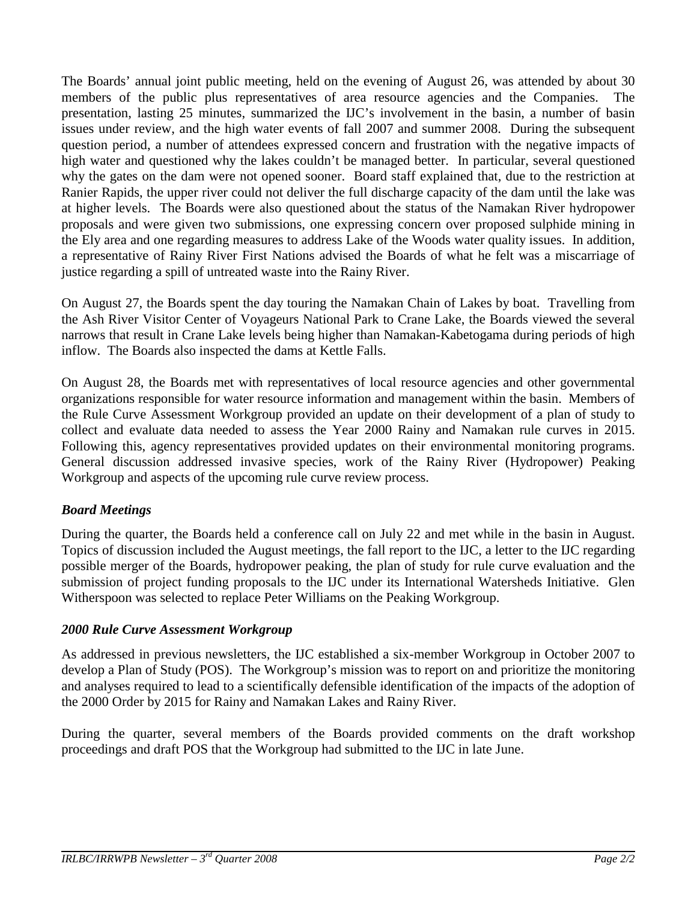The Boards' annual joint public meeting, held on the evening of August 26, was attended by about 30 members of the public plus representatives of area resource agencies and the Companies. The presentation, lasting 25 minutes, summarized the IJC's involvement in the basin, a number of basin issues under review, and the high water events of fall 2007 and summer 2008. During the subsequent question period, a number of attendees expressed concern and frustration with the negative impacts of high water and questioned why the lakes couldn't be managed better. In particular, several questioned why the gates on the dam were not opened sooner. Board staff explained that, due to the restriction at Ranier Rapids, the upper river could not deliver the full discharge capacity of the dam until the lake was at higher levels. The Boards were also questioned about the status of the Namakan River hydropower proposals and were given two submissions, one expressing concern over proposed sulphide mining in the Ely area and one regarding measures to address Lake of the Woods water quality issues. In addition, a representative of Rainy River First Nations advised the Boards of what he felt was a miscarriage of justice regarding a spill of untreated waste into the Rainy River.

On August 27, the Boards spent the day touring the Namakan Chain of Lakes by boat. Travelling from the Ash River Visitor Center of Voyageurs National Park to Crane Lake, the Boards viewed the several narrows that result in Crane Lake levels being higher than Namakan-Kabetogama during periods of high inflow. The Boards also inspected the dams at Kettle Falls.

On August 28, the Boards met with representatives of local resource agencies and other governmental organizations responsible for water resource information and management within the basin. Members of the Rule Curve Assessment Workgroup provided an update on their development of a plan of study to collect and evaluate data needed to assess the Year 2000 Rainy and Namakan rule curves in 2015. Following this, agency representatives provided updates on their environmental monitoring programs. General discussion addressed invasive species, work of the Rainy River (Hydropower) Peaking Workgroup and aspects of the upcoming rule curve review process.

### *Board Meetings*

During the quarter, the Boards held a conference call on July 22 and met while in the basin in August. Topics of discussion included the August meetings, the fall report to the IJC, a letter to the IJC regarding possible merger of the Boards, hydropower peaking, the plan of study for rule curve evaluation and the submission of project funding proposals to the IJC under its International Watersheds Initiative. Glen Witherspoon was selected to replace Peter Williams on the Peaking Workgroup.

### *2000 Rule Curve Assessment Workgroup*

As addressed in previous newsletters, the IJC established a six-member Workgroup in October 2007 to develop a Plan of Study (POS). The Workgroup's mission was to report on and prioritize the monitoring and analyses required to lead to a scientifically defensible identification of the impacts of the adoption of the 2000 Order by 2015 for Rainy and Namakan Lakes and Rainy River.

During the quarter, several members of the Boards provided comments on the draft workshop proceedings and draft POS that the Workgroup had submitted to the IJC in late June.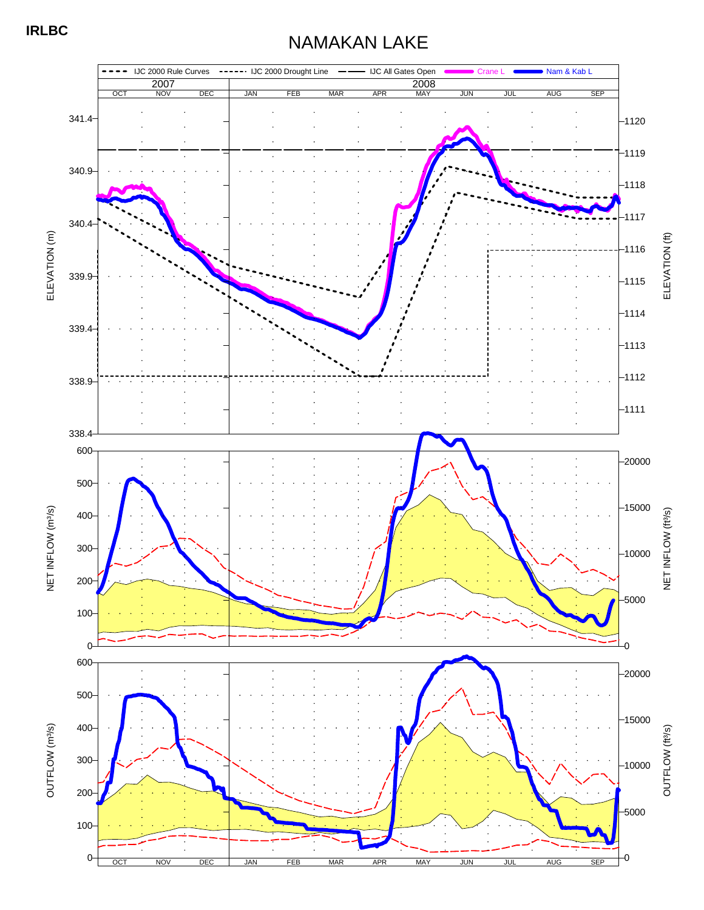**IRLBC**

# NAMAKAN LAKE

IJC 2000 Rule Curves — IJC 2000 Drought Line — IJC All Gates Open — Crane L — Nam & Kab L

2007: OCT NOV DEC | 2008: JAN FEB MAR APR MAY JUN JUL AUG SEP

ELEVATION (m): 338.4, 338.9, 339.4, 339.9, 340.4, 340.9, 341.4

ELEVATION (ft): 1111, 1112, 1113, 1114, 1115, 1116, 1117, 1118, 1119, 1120

NET INFLOW ($m^3/s$): 0, 100, 200, 300, 400, 500, 600

NET INFLOW ($ft^3/s$): 0, 5000, 10000, 15000, 20000

OUTFLOW ($m^3/s$): 0, 100, 200, 300, 400, 500, 600

OUTFLOW ($ft^3/s$): 0, 5000, 10000, 15000, 20000

OCT NOV DEC JAN FEB MAR APR MAY JUN JUL AUG SEP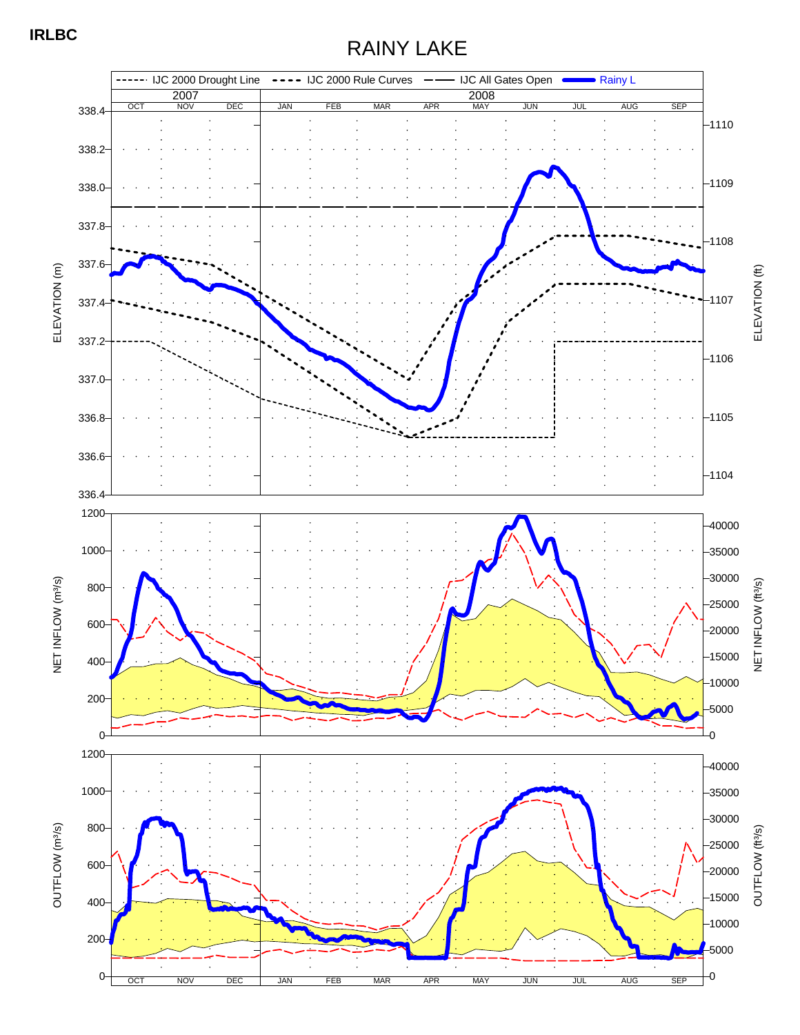IRLBC

# RAINY LAKE

IJC 2000 Drought Line
IJC 2000 Rule Curves
IJC All Gates Open
Rainy L

2007
2008

OCT NOV DEC JAN FEB MAR APR MAY JUN JUL AUG SEP

ELEVATION (m)

338.4
338.2
338.0
337.8
337.6
337.4
337.2
337.0
336.8
336.6
336.4

ELEVATION (ft)

1110
1109
1108
1107
1106
1105
1104

NET INFLOW (m³/s)

1200
1000
800
600
400
200
0

NET INFLOW (ft³/s)

40000
35000
30000
25000
20000
15000
10000
5000
0

OUTFLOW (m³/s)

1200
1000
800
600
400
200
0

OUTFLOW (ft³/s)

40000
35000
30000
25000
20000
15000
10000
5000
0

OCT NOV DEC JAN FEB MAR APR MAY JUN JUL AUG SEP